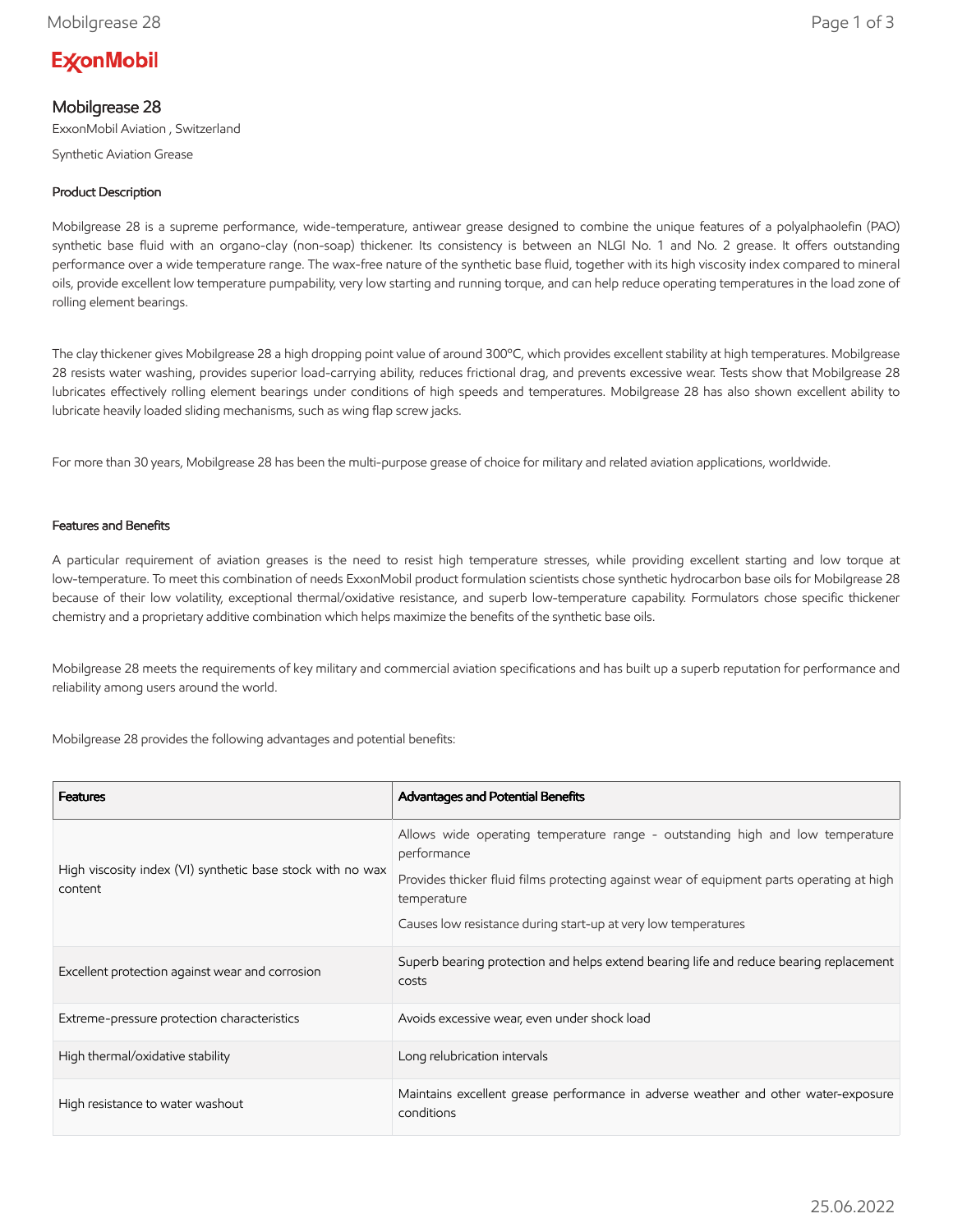ExxonMobil

# Mobilgrease 28

ExxonMobil Aviation , Switzerland

Synthetic Aviation Grease

## Product Description

Mobilgrease 28 is a supreme performance, wide-temperature, antiwear grease designed to combine the unique features of a polyalphaolefin (PAO) synthetic base fluid with an organo-clay (non-soap) thickener. Its consistency is between an NLGI No. 1 and No. 2 grease. It offers outstanding performance over a wide temperature range. The wax-free nature of the synthetic base fluid, together with its high viscosity index compared to mineral oils, provide excellent low temperature pumpability, very low starting and running torque, and can help reduce operating temperatures in the load zone of rolling element bearings.

The clay thickener gives Mobilgrease 28 a high dropping point value of around 300ºC, which provides excellent stability at high temperatures. Mobilgrease 28 resists water washing, provides superior load-carrying ability, reduces frictional drag, and prevents excessive wear. Tests show that Mobilgrease 28 lubricates effectively rolling element bearings under conditions of high speeds and temperatures. Mobilgrease 28 has also shown excellent ability to lubricate heavily loaded sliding mechanisms, such as wing flap screw jacks.

For more than 30 years, Mobilgrease 28 has been the multi-purpose grease of choice for military and related aviation applications, worldwide.

## Features and Benefits

A particular requirement of aviation greases is the need to resist high temperature stresses, while providing excellent starting and low torque at low-temperature. To meet this combination of needs ExxonMobil product formulation scientists chose synthetic hydrocarbon base oils for Mobilgrease 28 because of their low volatility, exceptional thermal/oxidative resistance, and superb low-temperature capability. Formulators chose specific thickener chemistry and a proprietary additive combination which helps maximize the benefits of the synthetic base oils.

Mobilgrease 28 meets the requirements of key military and commercial aviation specifications and has built up a superb reputation for performance and reliability among users around the world.

Mobilgrease 28 provides the following advantages and potential benefits:

| Features | Advantages and Potential Benefits |
|---|---|
| High viscosity index (VI) synthetic base stock with no wax content | Allows wide operating temperature range - outstanding high and low temperature performance<br>Provides thicker fluid films protecting against wear of equipment parts operating at high temperature<br>Causes low resistance during start-up at very low temperatures |
| Excellent protection against wear and corrosion | Superb bearing protection and helps extend bearing life and reduce bearing replacement costs |
| Extreme-pressure protection characteristics | Avoids excessive wear, even under shock load |
| High thermal/oxidative stability | Long relubrication intervals |
| High resistance to water washout | Maintains excellent grease performance in adverse weather and other water-exposure conditions |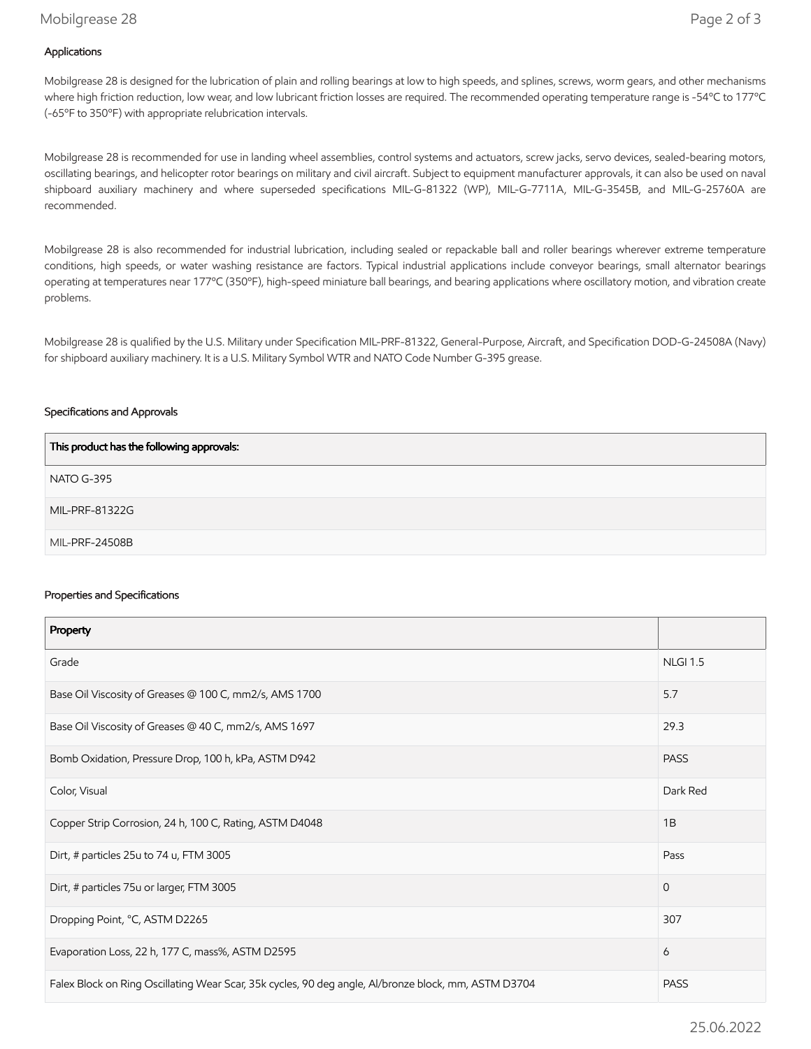### Applications

Mobilgrease 28 is designed for the lubrication of plain and rolling bearings at low to high speeds, and splines, screws, worm gears, and other mechanisms where high friction reduction, low wear, and low lubricant friction losses are required. The recommended operating temperature range is -54ºC to 177ºC (-65ºF to 350ºF) with appropriate relubrication intervals.

Mobilgrease 28 is recommended for use in landing wheel assemblies, control systems and actuators, screw jacks, servo devices, sealed-bearing motors, oscillating bearings, and helicopter rotor bearings on military and civil aircraft. Subject to equipment manufacturer approvals, it can also be used on naval shipboard auxiliary machinery and where superseded specifications MIL-G-81322 (WP), MIL-G-7711A, MIL-G-3545B, and MIL-G-25760A are recommended.

Mobilgrease 28 is also recommended for industrial lubrication, including sealed or repackable ball and roller bearings wherever extreme temperature conditions, high speeds, or water washing resistance are factors. Typical industrial applications include conveyor bearings, small alternator bearings operating at temperatures near 177ºC (350ºF), high-speed miniature ball bearings, and bearing applications where oscillatory motion, and vibration create problems.

Mobilgrease 28 is qualified by the U.S. Military under Specification MIL-PRF-81322, General-Purpose, Aircraft, and Specification DOD-G-24508A (Navy) for shipboard auxiliary machinery. It is a U.S. Military Symbol WTR and NATO Code Number G-395 grease.

### Specifications and Approvals

| This product has the following approvals: |
|---|
| NATO G-395 |
| MIL-PRF-81322G |
| MIL-PRF-24508B |

### Properties and Specifications

| Property | |
|---|---|
| Grade | NLGI 1.5 |
| Base Oil Viscosity of Greases @ 100 C, mm2/s, AMS 1700 | 5.7 |
| Base Oil Viscosity of Greases @ 40 C, mm2/s, AMS 1697 | 29.3 |
| Bomb Oxidation, Pressure Drop, 100 h, kPa, ASTM D942 | PASS |
| Color, Visual | Dark Red |
| Copper Strip Corrosion, 24 h, 100 C, Rating, ASTM D4048 | 1B |
| Dirt, # particles 25u to 74 u, FTM 3005 | Pass |
| Dirt, # particles 75u or larger, FTM 3005 | 0 |
| Dropping Point, °C, ASTM D2265 | 307 |
| Evaporation Loss, 22 h, 177 C, mass%, ASTM D2595 | 6 |
| Falex Block on Ring Oscillating Wear Scar, 35k cycles, 90 deg angle, Al/bronze block, mm, ASTM D3704 | PASS |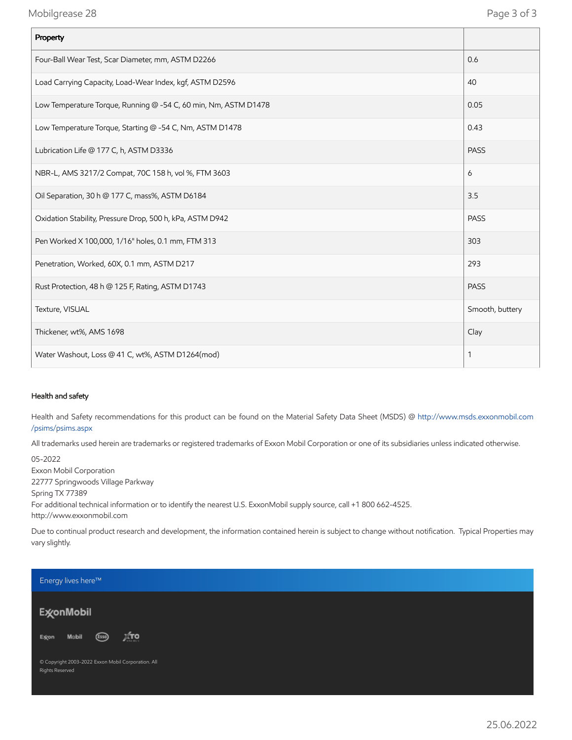| Property | |
|---|---|
| Four-Ball Wear Test, Scar Diameter, mm, ASTM D2266 | 0.6 |
| Load Carrying Capacity, Load-Wear Index, kgf, ASTM D2596 | 40 |
| Low Temperature Torque, Running @ -54 C, 60 min, Nm, ASTM D1478 | 0.05 |
| Low Temperature Torque, Starting @ -54 C, Nm, ASTM D1478 | 0.43 |
| Lubrication Life @ 177 C, h, ASTM D3336 | PASS |
| NBR-L, AMS 3217/2 Compat, 70C 158 h, vol %, FTM 3603 | 6 |
| Oil Separation, 30 h @ 177 C, mass%, ASTM D6184 | 3.5 |
| Oxidation Stability, Pressure Drop, 500 h, kPa, ASTM D942 | PASS |
| Pen Worked X 100,000, 1/16" holes, 0.1 mm, FTM 313 | 303 |
| Penetration, Worked, 60X, 0.1 mm, ASTM D217 | 293 |
| Rust Protection, 48 h @ 125 F, Rating, ASTM D1743 | PASS |
| Texture, VISUAL | Smooth, buttery |
| Thickener, wt%, AMS 1698 | Clay |
| Water Washout, Loss @ 41 C, wt%, ASTM D1264(mod) | 1 |

#### Health and safety

Health and Safety recommendations for this product can be found on the Material Safety Data Sheet (MSDS) @ http://www.msds.exxonmobil.com/psims/psims.aspx

All trademarks used herein are trademarks or registered trademarks of Exxon Mobil Corporation or one of its subsidiaries unless indicated otherwise.

05-2022
Exxon Mobil Corporation
22777 Springwoods Village Parkway
Spring TX 77389
For additional technical information or to identify the nearest U.S. ExxonMobil supply source, call +1 800 662-4525.
http://www.exxonmobil.com

Due to continual product research and development, the information contained herein is subject to change without notification. Typical Properties may vary slightly.

Energy lives here™

ExxonMobil

Exxon Mobil Esso XTO

© Copyright 2003-2022 Exxon Mobil Corporation. All Rights Reserved